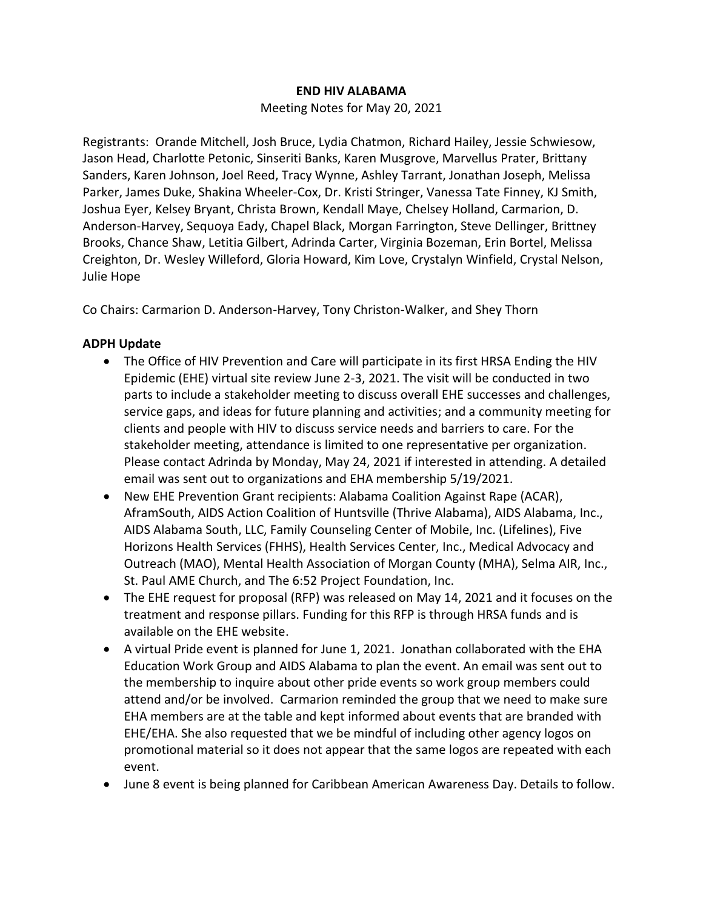# END HIV ALABAMA

Meeting Notes for May 20, 2021

Registrants: Orande Mitchell, Josh Bruce, Lydia Chatmon, Richard Hailey, Jessie Schwiesow, Jason Head, Charlotte Petonic, Sinseriti Banks, Karen Musgrove, Marvellus Prater, Brittany Sanders, Karen Johnson, Joel Reed, Tracy Wynne, Ashley Tarrant, Jonathan Joseph, Melissa Parker, James Duke, Shakina Wheeler-Cox, Dr. Kristi Stringer, Vanessa Tate Finney, KJ Smith, Joshua Eyer, Kelsey Bryant, Christa Brown, Kendall Maye, Chelsey Holland, Carmarion, D. Anderson-Harvey, Sequoya Eady, Chapel Black, Morgan Farrington, Steve Dellinger, Brittney Brooks, Chance Shaw, Letitia Gilbert, Adrinda Carter, Virginia Bozeman, Erin Bortel, Melissa Creighton, Dr. Wesley Willeford, Gloria Howard, Kim Love, Crystalyn Winfield, Crystal Nelson, Julie Hope

Co Chairs: Carmarion D. Anderson-Harvey, Tony Christon-Walker, and Shey Thorn

**ADPH Update**

- The Office of HIV Prevention and Care will participate in its first HRSA Ending the HIV Epidemic (EHE) virtual site review June 2-3, 2021. The visit will be conducted in two parts to include a stakeholder meeting to discuss overall EHE successes and challenges, service gaps, and ideas for future planning and activities; and a community meeting for clients and people with HIV to discuss service needs and barriers to care. For the stakeholder meeting, attendance is limited to one representative per organization. Please contact Adrinda by Monday, May 24, 2021 if interested in attending. A detailed email was sent out to organizations and EHA membership 5/19/2021.
- New EHE Prevention Grant recipients: Alabama Coalition Against Rape (ACAR), AframSouth, AIDS Action Coalition of Huntsville (Thrive Alabama), AIDS Alabama, Inc., AIDS Alabama South, LLC, Family Counseling Center of Mobile, Inc. (Lifelines), Five Horizons Health Services (FHHS), Health Services Center, Inc., Medical Advocacy and Outreach (MAO), Mental Health Association of Morgan County (MHA), Selma AIR, Inc., St. Paul AME Church, and The 6:52 Project Foundation, Inc.
- The EHE request for proposal (RFP) was released on May 14, 2021 and it focuses on the treatment and response pillars. Funding for this RFP is through HRSA funds and is available on the EHE website.
- A virtual Pride event is planned for June 1, 2021. Jonathan collaborated with the EHA Education Work Group and AIDS Alabama to plan the event. An email was sent out to the membership to inquire about other pride events so work group members could attend and/or be involved. Carmarion reminded the group that we need to make sure EHA members are at the table and kept informed about events that are branded with EHE/EHA. She also requested that we be mindful of including other agency logos on promotional material so it does not appear that the same logos are repeated with each event.
- June 8 event is being planned for Caribbean American Awareness Day. Details to follow.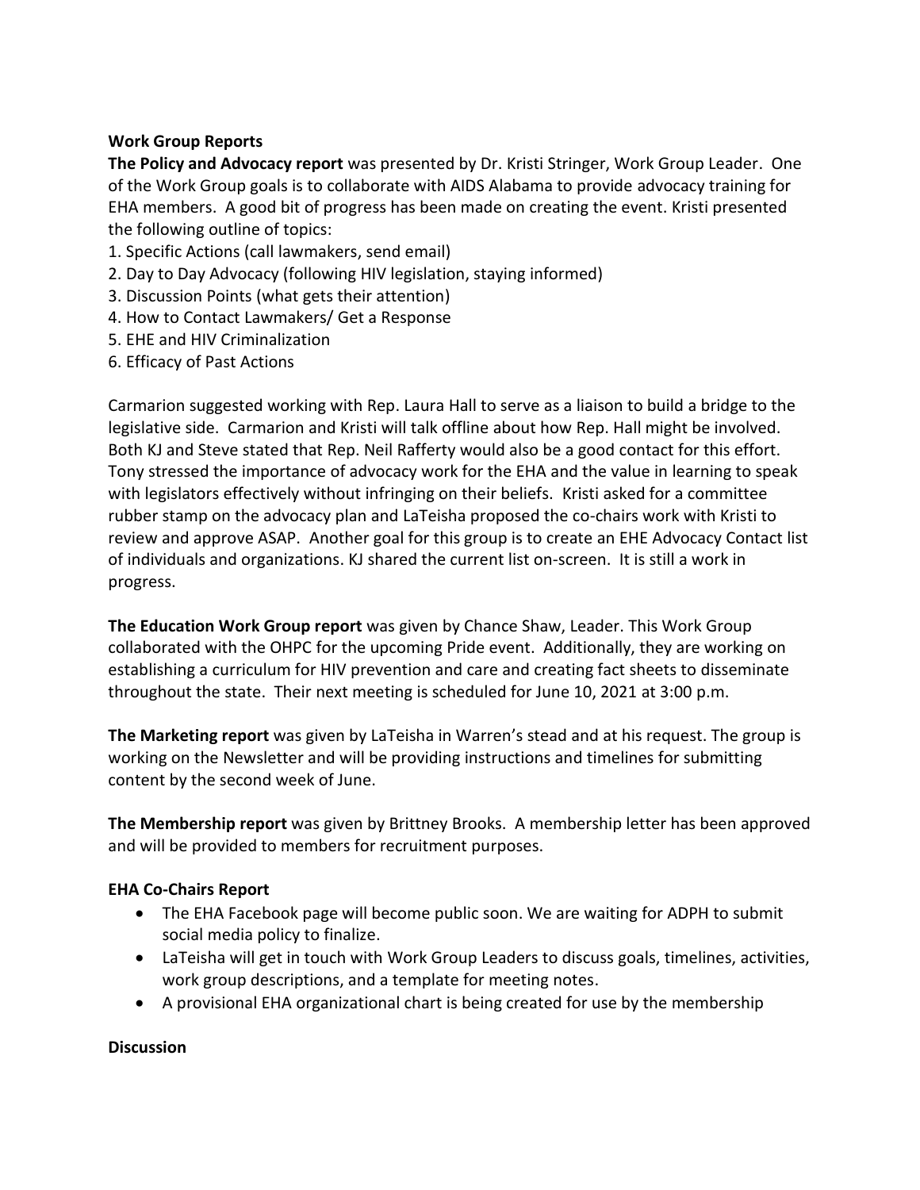**Work Group Reports**

**The Policy and Advocacy report** was presented by Dr. Kristi Stringer, Work Group Leader. One of the Work Group goals is to collaborate with AIDS Alabama to provide advocacy training for EHA members. A good bit of progress has been made on creating the event. Kristi presented the following outline of topics:

1. Specific Actions (call lawmakers, send email)
2. Day to Day Advocacy (following HIV legislation, staying informed)
3. Discussion Points (what gets their attention)
4. How to Contact Lawmakers/ Get a Response
5. EHE and HIV Criminalization
6. Efficacy of Past Actions

Carmarion suggested working with Rep. Laura Hall to serve as a liaison to build a bridge to the legislative side. Carmarion and Kristi will talk offline about how Rep. Hall might be involved. Both KJ and Steve stated that Rep. Neil Rafferty would also be a good contact for this effort. Tony stressed the importance of advocacy work for the EHA and the value in learning to speak with legislators effectively without infringing on their beliefs. Kristi asked for a committee rubber stamp on the advocacy plan and LaTeisha proposed the co-chairs work with Kristi to review and approve ASAP. Another goal for this group is to create an EHE Advocacy Contact list of individuals and organizations. KJ shared the current list on-screen. It is still a work in progress.

**The Education Work Group report** was given by Chance Shaw, Leader. This Work Group collaborated with the OHPC for the upcoming Pride event. Additionally, they are working on establishing a curriculum for HIV prevention and care and creating fact sheets to disseminate throughout the state. Their next meeting is scheduled for June 10, 2021 at 3:00 p.m.

**The Marketing report** was given by LaTeisha in Warren's stead and at his request. The group is working on the Newsletter and will be providing instructions and timelines for submitting content by the second week of June.

**The Membership report** was given by Brittney Brooks. A membership letter has been approved and will be provided to members for recruitment purposes.

**EHA Co-Chairs Report**

- The EHA Facebook page will become public soon. We are waiting for ADPH to submit social media policy to finalize.
- LaTeisha will get in touch with Work Group Leaders to discuss goals, timelines, activities, work group descriptions, and a template for meeting notes.
- A provisional EHA organizational chart is being created for use by the membership

**Discussion**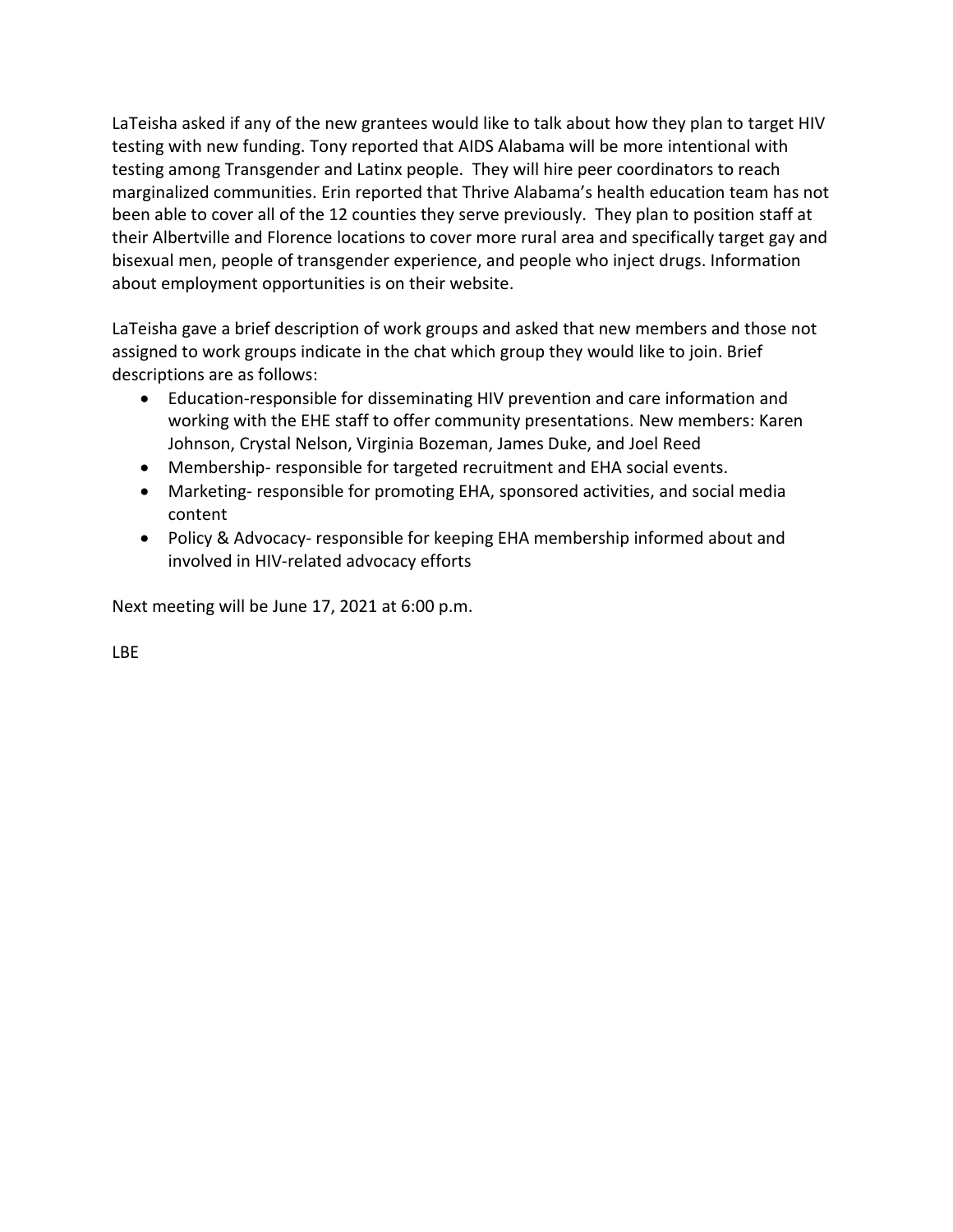LaTeisha asked if any of the new grantees would like to talk about how they plan to target HIV testing with new funding. Tony reported that AIDS Alabama will be more intentional with testing among Transgender and Latinx people. They will hire peer coordinators to reach marginalized communities. Erin reported that Thrive Alabama's health education team has not been able to cover all of the 12 counties they serve previously. They plan to position staff at their Albertville and Florence locations to cover more rural area and specifically target gay and bisexual men, people of transgender experience, and people who inject drugs. Information about employment opportunities is on their website.

LaTeisha gave a brief description of work groups and asked that new members and those not assigned to work groups indicate in the chat which group they would like to join. Brief descriptions are as follows:

- Education-responsible for disseminating HIV prevention and care information and working with the EHE staff to offer community presentations. New members: Karen Johnson, Crystal Nelson, Virginia Bozeman, James Duke, and Joel Reed
- Membership- responsible for targeted recruitment and EHA social events.
- Marketing- responsible for promoting EHA, sponsored activities, and social media content
- Policy & Advocacy- responsible for keeping EHA membership informed about and involved in HIV-related advocacy efforts

Next meeting will be June 17, 2021 at 6:00 p.m.

LBE